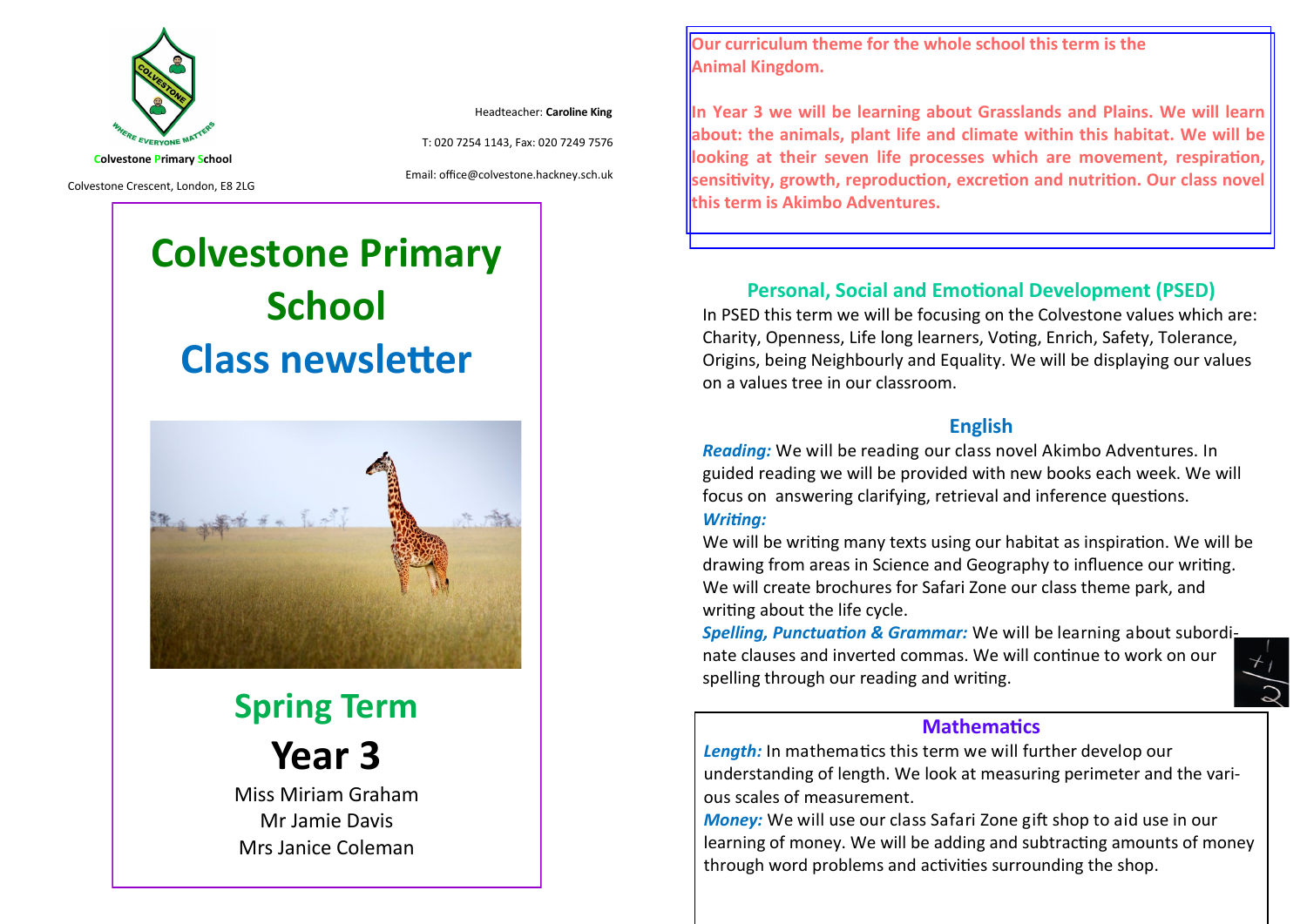Colvestone Primary School

Colvestone Crescent, London, E8 2LG

Headteacher: **Caroline King**

T: 020 7254 1143, Fax: 020 7249 7576

Email: office@colvestone.hackney.sch.uk

# Colvestone Primary School

# Class newsletter

## Spring Term

## Year 3

Miss Miriam Graham
Mr Jamie Davis
Mrs Janice Coleman

**Our curriculum theme for the whole school this term is the Animal Kingdom.**

**In Year 3 we will be learning about Grasslands and Plains. We will learn about: the animals, plant life and climate within this habitat. We will be looking at their seven life processes which are movement, respiration, sensitivity, growth, reproduction, excretion and nutrition. Our class novel this term is Akimbo Adventures.**

## Personal, Social and Emotional Development (PSED)

In PSED this term we will be focusing on the Colvestone values which are: Charity, Openness, Life long learners, Voting, Enrich, Safety, Tolerance, Origins, being Neighbourly and Equality. We will be displaying our values on a values tree in our classroom.

## English

***Reading:*** We will be reading our class novel Akimbo Adventures. In guided reading we will be provided with new books each week. We will focus on answering clarifying, retrieval and inference questions.

***Writing:***

We will be writing many texts using our habitat as inspiration. We will be drawing from areas in Science and Geography to influence our writing. We will create brochures for Safari Zone our class theme park, and writing about the life cycle.

***Spelling, Punctuation & Grammar:*** We will be learning about subordinate clauses and inverted commas. We will continue to work on our spelling through our reading and writing.

## Mathematics

***Length:*** In mathematics this term we will further develop our understanding of length. We look at measuring perimeter and the various scales of measurement.

***Money:*** We will use our class Safari Zone gift shop to aid use in our learning of money. We will be adding and subtracting amounts of money through word problems and activities surrounding the shop.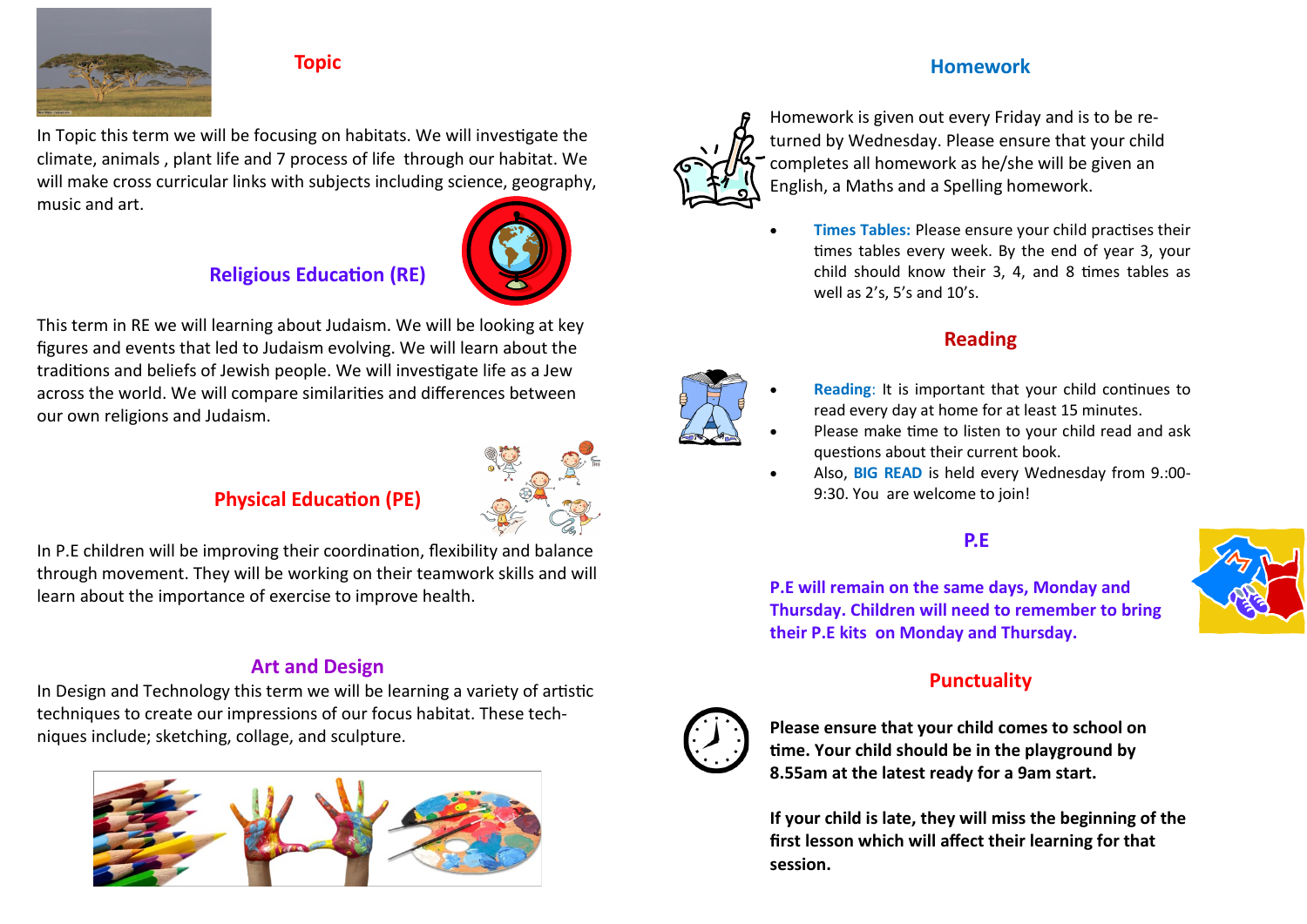## Topic

In Topic this term we will be focusing on habitats. We will investigate the climate, animals , plant life and 7 process of life through our habitat. We will make cross curricular links with subjects including science, geography, music and art.

## Religious Education (RE)

This term in RE we will learning about Judaism. We will be looking at key figures and events that led to Judaism evolving. We will learn about the traditions and beliefs of Jewish people. We will investigate life as a Jew across the world. We will compare similarities and differences between our own religions and Judaism.

## Physical Education (PE)

In P.E children will be improving their coordination, flexibility and balance through movement. They will be working on their teamwork skills and will learn about the importance of exercise to improve health.

## Art and Design

In Design and Technology this term we will be learning a variety of artistic techniques to create our impressions of our focus habitat. These techniques include; sketching, collage, and sculpture.

## Homework

Homework is given out every Friday and is to be returned by Wednesday. Please ensure that your child completes all homework as he/she will be given an English, a Maths and a Spelling homework.

- **Times Tables:** Please ensure your child practises their times tables every week. By the end of year 3, your child should know their 3, 4, and 8 times tables as well as 2's, 5's and 10's.

## Reading

- **Reading**: It is important that your child continues to read every day at home for at least 15 minutes.
- Please make time to listen to your child read and ask questions about their current book.
- Also, **BIG READ** is held every Wednesday from 9.:00-9:30. You are welcome to join!

## P.E

**P.E will remain on the same days, Monday and Thursday. Children will need to remember to bring their P.E kits on Monday and Thursday.**

## Punctuality

**Please ensure that your child comes to school on time. Your child should be in the playground by 8.55am at the latest ready for a 9am start.**

**If your child is late, they will miss the beginning of the first lesson which will affect their learning for that session.**